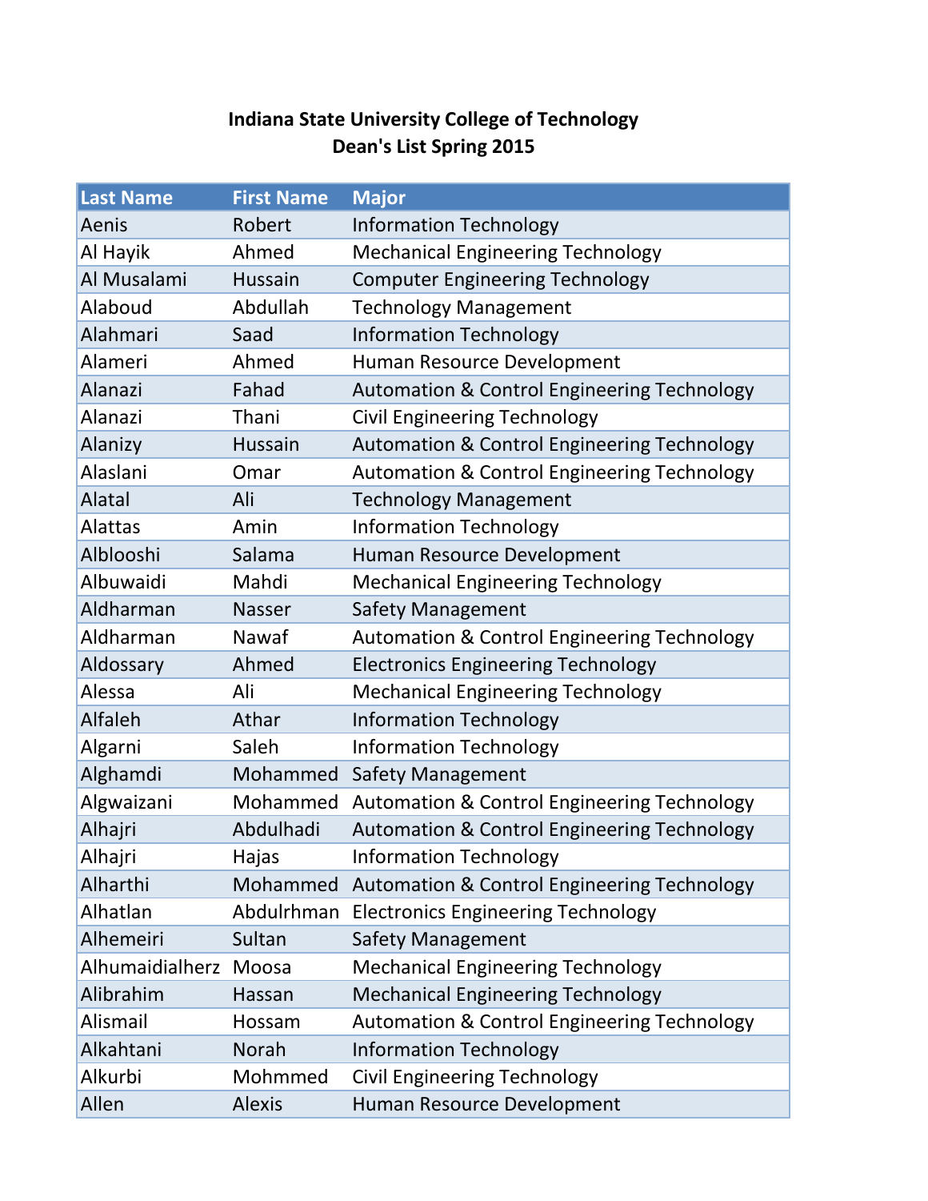# Indiana State University College of Technology
## Dean's List Spring 2015

| Last Name | First Name | Major |
|---|---|---|
| Aenis | Robert | Information Technology |
| Al Hayik | Ahmed | Mechanical Engineering Technology |
| Al Musalami | Hussain | Computer Engineering Technology |
| Alaboud | Abdullah | Technology Management |
| Alahmari | Saad | Information Technology |
| Alameri | Ahmed | Human Resource Development |
| Alanazi | Fahad | Automation & Control Engineering Technology |
| Alanazi | Thani | Civil Engineering Technology |
| Alanizy | Hussain | Automation & Control Engineering Technology |
| Alaslani | Omar | Automation & Control Engineering Technology |
| Alatal | Ali | Technology Management |
| Alattas | Amin | Information Technology |
| Alblooshi | Salama | Human Resource Development |
| Albuwaidi | Mahdi | Mechanical Engineering Technology |
| Aldharman | Nasser | Safety Management |
| Aldharman | Nawaf | Automation & Control Engineering Technology |
| Aldossary | Ahmed | Electronics Engineering Technology |
| Alessa | Ali | Mechanical Engineering Technology |
| Alfaleh | Athar | Information Technology |
| Algarni | Saleh | Information Technology |
| Alghamdi | Mohammed | Safety Management |
| Algwaizani | Mohammed | Automation & Control Engineering Technology |
| Alhajri | Abdulhadi | Automation & Control Engineering Technology |
| Alhajri | Hajas | Information Technology |
| Alharthi | Mohammed | Automation & Control Engineering Technology |
| Alhatlan | Abdulrhman | Electronics Engineering Technology |
| Alhemeiri | Sultan | Safety Management |
| Alhumaidialherz | Moosa | Mechanical Engineering Technology |
| Alibrahim | Hassan | Mechanical Engineering Technology |
| Alismail | Hossam | Automation & Control Engineering Technology |
| Alkahtani | Norah | Information Technology |
| Alkurbi | Mohmmed | Civil Engineering Technology |
| Allen | Alexis | Human Resource Development |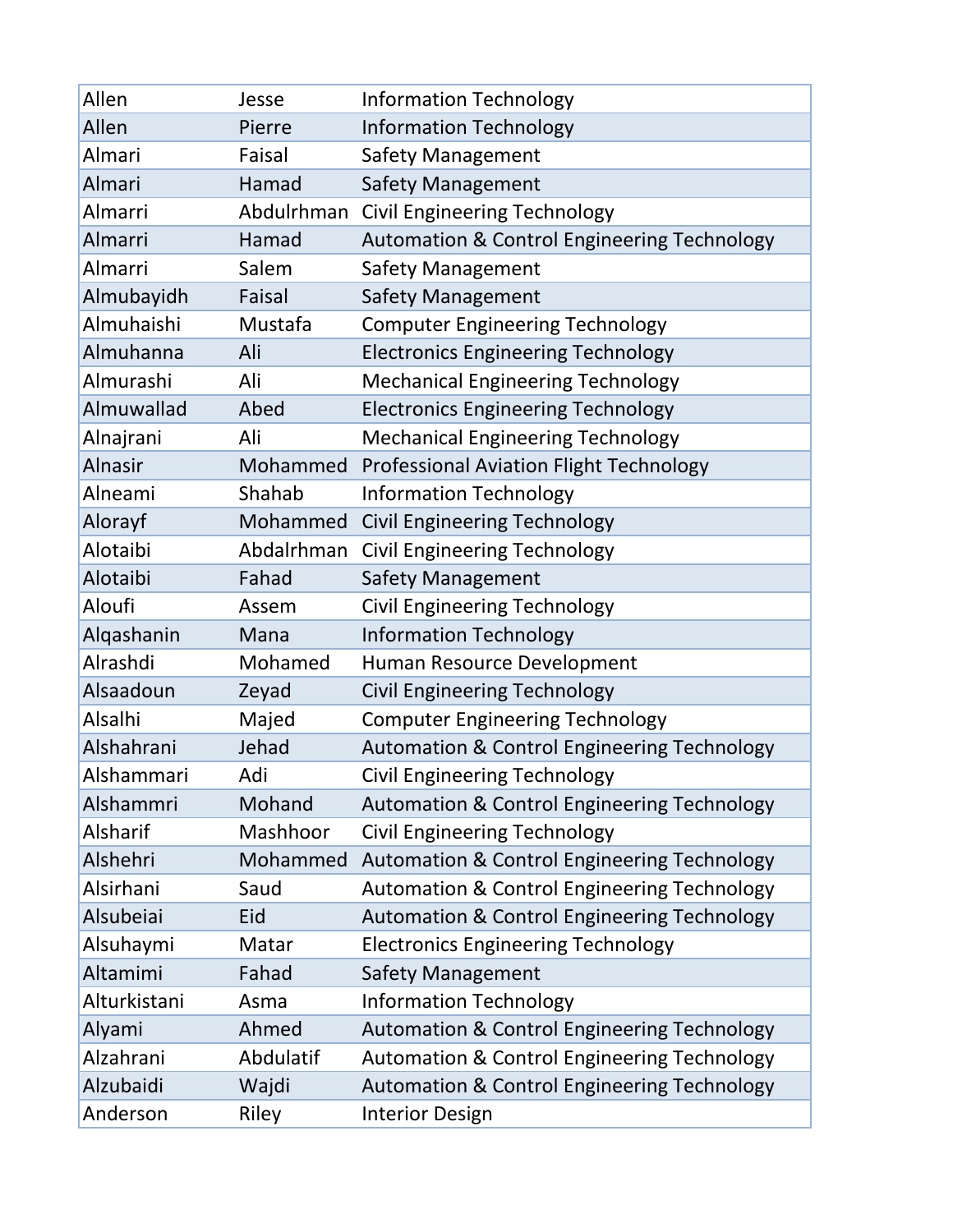| | | |
|---|---|---|
| Allen | Jesse | Information Technology |
| Allen | Pierre | Information Technology |
| Almari | Faisal | Safety Management |
| Almari | Hamad | Safety Management |
| Almarri | Abdulrhman | Civil Engineering Technology |
| Almarri | Hamad | Automation & Control Engineering Technology |
| Almarri | Salem | Safety Management |
| Almubayidh | Faisal | Safety Management |
| Almuhaishi | Mustafa | Computer Engineering Technology |
| Almuhanna | Ali | Electronics Engineering Technology |
| Almurashi | Ali | Mechanical Engineering Technology |
| Almuwallad | Abed | Electronics Engineering Technology |
| Alnajrani | Ali | Mechanical Engineering Technology |
| Alnasir | Mohammed | Professional Aviation Flight Technology |
| Alneami | Shahab | Information Technology |
| Alorayf | Mohammed | Civil Engineering Technology |
| Alotaibi | Abdalrhman | Civil Engineering Technology |
| Alotaibi | Fahad | Safety Management |
| Aloufi | Assem | Civil Engineering Technology |
| Alqashanin | Mana | Information Technology |
| Alrashdi | Mohamed | Human Resource Development |
| Alsaadoun | Zeyad | Civil Engineering Technology |
| Alsalhi | Majed | Computer Engineering Technology |
| Alshahrani | Jehad | Automation & Control Engineering Technology |
| Alshammari | Adi | Civil Engineering Technology |
| Alshammri | Mohand | Automation & Control Engineering Technology |
| Alsharif | Mashhoor | Civil Engineering Technology |
| Alshehri | Mohammed | Automation & Control Engineering Technology |
| Alsirhani | Saud | Automation & Control Engineering Technology |
| Alsubeiai | Eid | Automation & Control Engineering Technology |
| Alsuhaymi | Matar | Electronics Engineering Technology |
| Altamimi | Fahad | Safety Management |
| Alturkistani | Asma | Information Technology |
| Alyami | Ahmed | Automation & Control Engineering Technology |
| Alzahrani | Abdulatif | Automation & Control Engineering Technology |
| Alzubaidi | Wajdi | Automation & Control Engineering Technology |
| Anderson | Riley | Interior Design |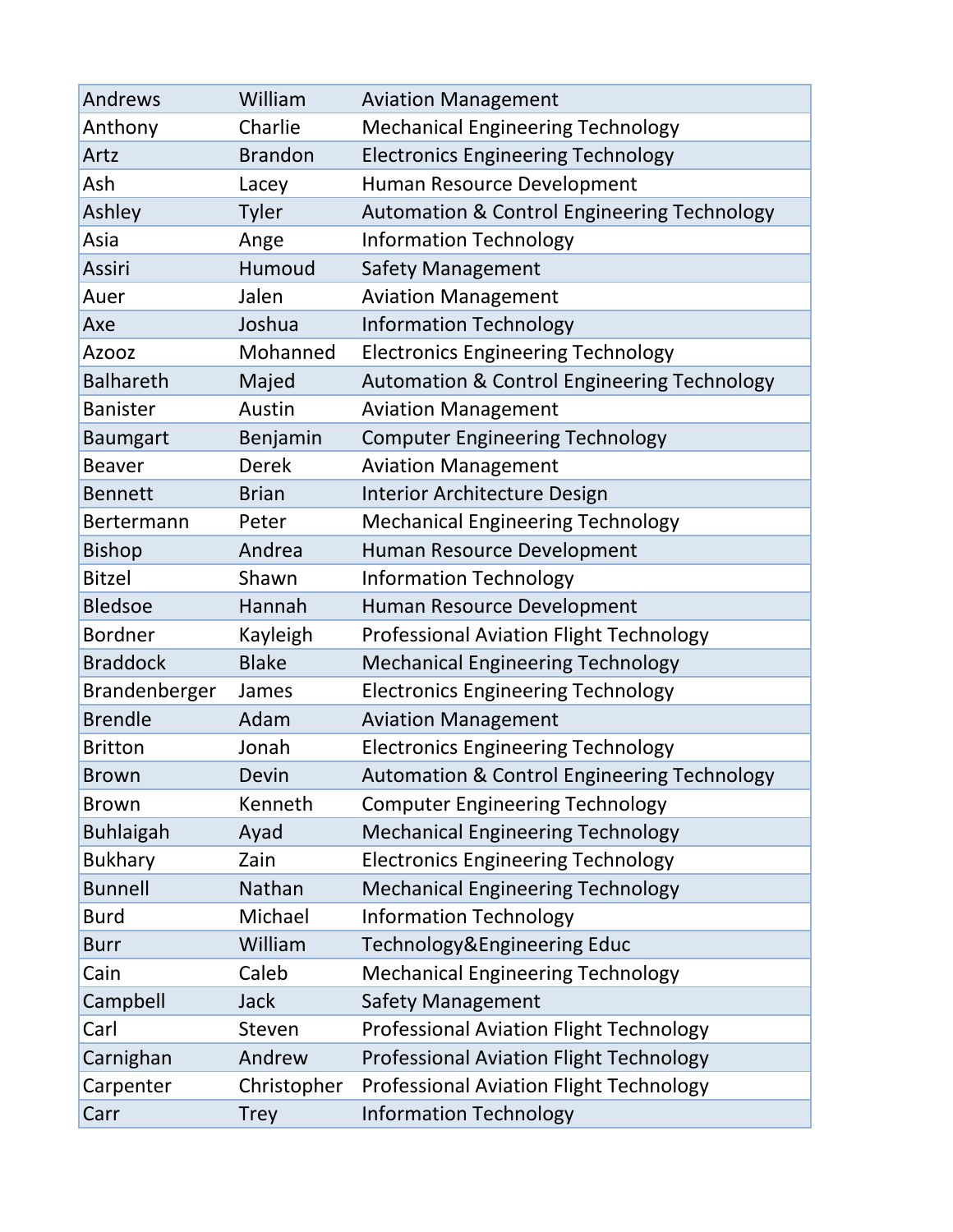| | | |
|---|---|---|
| Andrews | William | Aviation Management |
| Anthony | Charlie | Mechanical Engineering Technology |
| Artz | Brandon | Electronics Engineering Technology |
| Ash | Lacey | Human Resource Development |
| Ashley | Tyler | Automation & Control Engineering Technology |
| Asia | Ange | Information Technology |
| Assiri | Humoud | Safety Management |
| Auer | Jalen | Aviation Management |
| Axe | Joshua | Information Technology |
| Azooz | Mohanned | Electronics Engineering Technology |
| Balhareth | Majed | Automation & Control Engineering Technology |
| Banister | Austin | Aviation Management |
| Baumgart | Benjamin | Computer Engineering Technology |
| Beaver | Derek | Aviation Management |
| Bennett | Brian | Interior Architecture Design |
| Bertermann | Peter | Mechanical Engineering Technology |
| Bishop | Andrea | Human Resource Development |
| Bitzel | Shawn | Information Technology |
| Bledsoe | Hannah | Human Resource Development |
| Bordner | Kayleigh | Professional Aviation Flight Technology |
| Braddock | Blake | Mechanical Engineering Technology |
| Brandenberger | James | Electronics Engineering Technology |
| Brendle | Adam | Aviation Management |
| Britton | Jonah | Electronics Engineering Technology |
| Brown | Devin | Automation & Control Engineering Technology |
| Brown | Kenneth | Computer Engineering Technology |
| Buhlaigah | Ayad | Mechanical Engineering Technology |
| Bukhary | Zain | Electronics Engineering Technology |
| Bunnell | Nathan | Mechanical Engineering Technology |
| Burd | Michael | Information Technology |
| Burr | William | Technology&Engineering Educ |
| Cain | Caleb | Mechanical Engineering Technology |
| Campbell | Jack | Safety Management |
| Carl | Steven | Professional Aviation Flight Technology |
| Carnighan | Andrew | Professional Aviation Flight Technology |
| Carpenter | Christopher | Professional Aviation Flight Technology |
| Carr | Trey | Information Technology |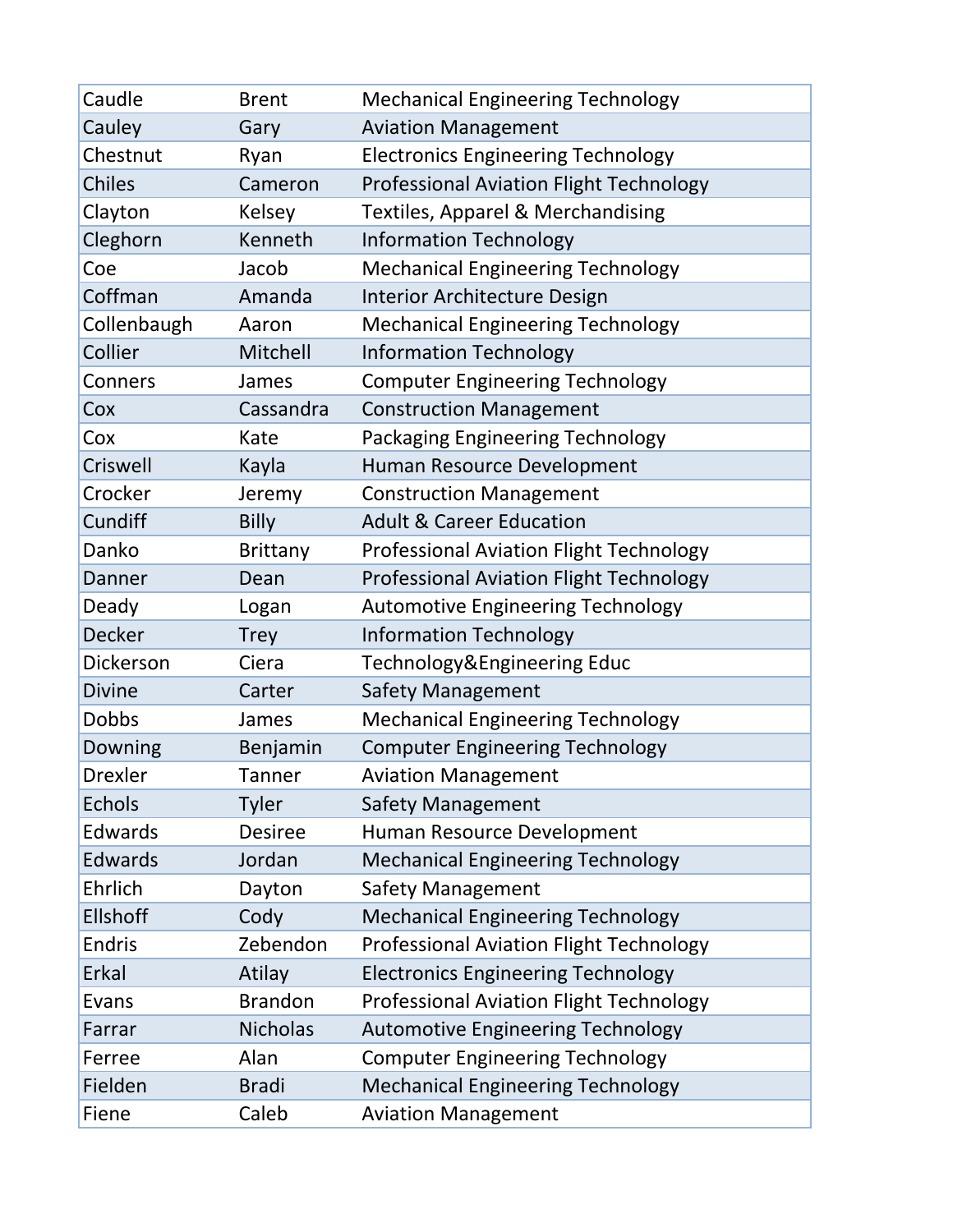| | | |
|---|---|---|
| Caudle | Brent | Mechanical Engineering Technology |
| Cauley | Gary | Aviation Management |
| Chestnut | Ryan | Electronics Engineering Technology |
| Chiles | Cameron | Professional Aviation Flight Technology |
| Clayton | Kelsey | Textiles, Apparel & Merchandising |
| Cleghorn | Kenneth | Information Technology |
| Coe | Jacob | Mechanical Engineering Technology |
| Coffman | Amanda | Interior Architecture Design |
| Collenbaugh | Aaron | Mechanical Engineering Technology |
| Collier | Mitchell | Information Technology |
| Conners | James | Computer Engineering Technology |
| Cox | Cassandra | Construction Management |
| Cox | Kate | Packaging Engineering Technology |
| Criswell | Kayla | Human Resource Development |
| Crocker | Jeremy | Construction Management |
| Cundiff | Billy | Adult & Career Education |
| Danko | Brittany | Professional Aviation Flight Technology |
| Danner | Dean | Professional Aviation Flight Technology |
| Deady | Logan | Automotive Engineering Technology |
| Decker | Trey | Information Technology |
| Dickerson | Ciera | Technology&Engineering Educ |
| Divine | Carter | Safety Management |
| Dobbs | James | Mechanical Engineering Technology |
| Downing | Benjamin | Computer Engineering Technology |
| Drexler | Tanner | Aviation Management |
| Echols | Tyler | Safety Management |
| Edwards | Desiree | Human Resource Development |
| Edwards | Jordan | Mechanical Engineering Technology |
| Ehrlich | Dayton | Safety Management |
| Ellshoff | Cody | Mechanical Engineering Technology |
| Endris | Zebendon | Professional Aviation Flight Technology |
| Erkal | Atilay | Electronics Engineering Technology |
| Evans | Brandon | Professional Aviation Flight Technology |
| Farrar | Nicholas | Automotive Engineering Technology |
| Ferree | Alan | Computer Engineering Technology |
| Fielden | Bradi | Mechanical Engineering Technology |
| Fiene | Caleb | Aviation Management |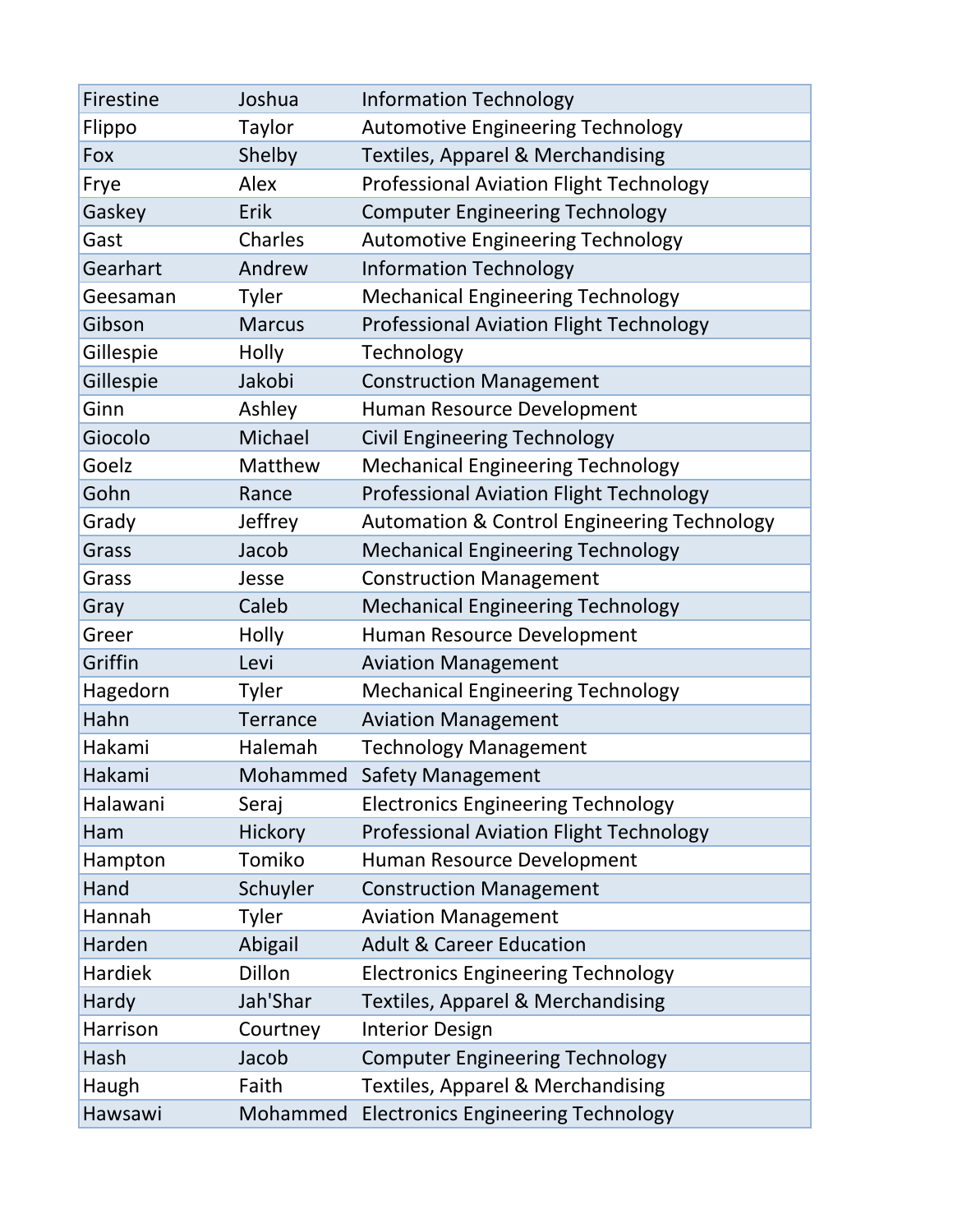| | | |
|---|---|---|
| Firestine | Joshua | Information Technology |
| Flippo | Taylor | Automotive Engineering Technology |
| Fox | Shelby | Textiles, Apparel & Merchandising |
| Frye | Alex | Professional Aviation Flight Technology |
| Gaskey | Erik | Computer Engineering Technology |
| Gast | Charles | Automotive Engineering Technology |
| Gearhart | Andrew | Information Technology |
| Geesaman | Tyler | Mechanical Engineering Technology |
| Gibson | Marcus | Professional Aviation Flight Technology |
| Gillespie | Holly | Technology |
| Gillespie | Jakobi | Construction Management |
| Ginn | Ashley | Human Resource Development |
| Giocolo | Michael | Civil Engineering Technology |
| Goelz | Matthew | Mechanical Engineering Technology |
| Gohn | Rance | Professional Aviation Flight Technology |
| Grady | Jeffrey | Automation & Control Engineering Technology |
| Grass | Jacob | Mechanical Engineering Technology |
| Grass | Jesse | Construction Management |
| Gray | Caleb | Mechanical Engineering Technology |
| Greer | Holly | Human Resource Development |
| Griffin | Levi | Aviation Management |
| Hagedorn | Tyler | Mechanical Engineering Technology |
| Hahn | Terrance | Aviation Management |
| Hakami | Halemah | Technology Management |
| Hakami | Mohammed | Safety Management |
| Halawani | Seraj | Electronics Engineering Technology |
| Ham | Hickory | Professional Aviation Flight Technology |
| Hampton | Tomiko | Human Resource Development |
| Hand | Schuyler | Construction Management |
| Hannah | Tyler | Aviation Management |
| Harden | Abigail | Adult & Career Education |
| Hardiek | Dillon | Electronics Engineering Technology |
| Hardy | Jah'Shar | Textiles, Apparel & Merchandising |
| Harrison | Courtney | Interior Design |
| Hash | Jacob | Computer Engineering Technology |
| Haugh | Faith | Textiles, Apparel & Merchandising |
| Hawsawi | Mohammed | Electronics Engineering Technology |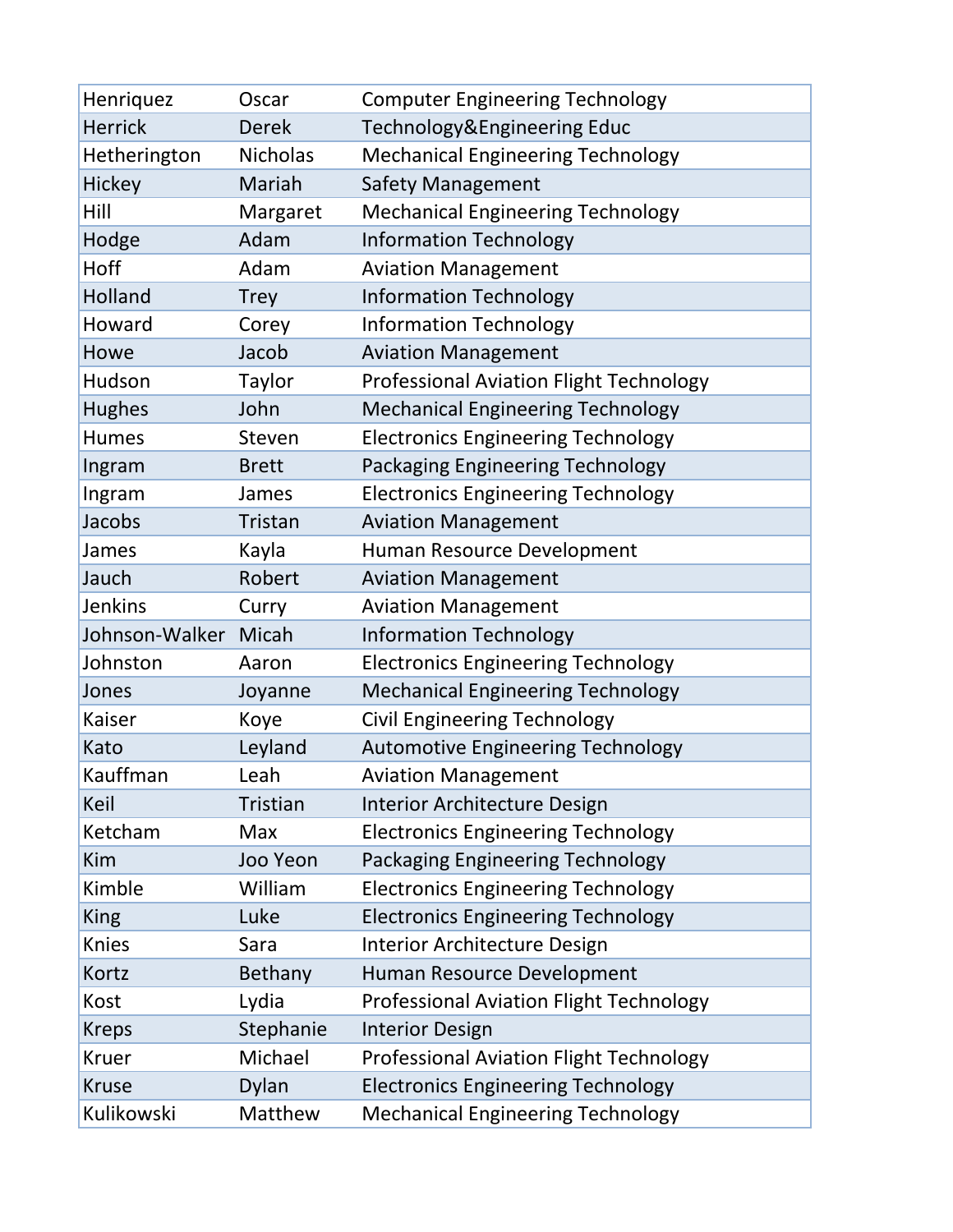| | | |
|---|---|---|
| Henriquez | Oscar | Computer Engineering Technology |
| Herrick | Derek | Technology&Engineering Educ |
| Hetherington | Nicholas | Mechanical Engineering Technology |
| Hickey | Mariah | Safety Management |
| Hill | Margaret | Mechanical Engineering Technology |
| Hodge | Adam | Information Technology |
| Hoff | Adam | Aviation Management |
| Holland | Trey | Information Technology |
| Howard | Corey | Information Technology |
| Howe | Jacob | Aviation Management |
| Hudson | Taylor | Professional Aviation Flight Technology |
| Hughes | John | Mechanical Engineering Technology |
| Humes | Steven | Electronics Engineering Technology |
| Ingram | Brett | Packaging Engineering Technology |
| Ingram | James | Electronics Engineering Technology |
| Jacobs | Tristan | Aviation Management |
| James | Kayla | Human Resource Development |
| Jauch | Robert | Aviation Management |
| Jenkins | Curry | Aviation Management |
| Johnson-Walker | Micah | Information Technology |
| Johnston | Aaron | Electronics Engineering Technology |
| Jones | Joyanne | Mechanical Engineering Technology |
| Kaiser | Koye | Civil Engineering Technology |
| Kato | Leyland | Automotive Engineering Technology |
| Kauffman | Leah | Aviation Management |
| Keil | Tristian | Interior Architecture Design |
| Ketcham | Max | Electronics Engineering Technology |
| Kim | Joo Yeon | Packaging Engineering Technology |
| Kimble | William | Electronics Engineering Technology |
| King | Luke | Electronics Engineering Technology |
| Knies | Sara | Interior Architecture Design |
| Kortz | Bethany | Human Resource Development |
| Kost | Lydia | Professional Aviation Flight Technology |
| Kreps | Stephanie | Interior Design |
| Kruer | Michael | Professional Aviation Flight Technology |
| Kruse | Dylan | Electronics Engineering Technology |
| Kulikowski | Matthew | Mechanical Engineering Technology |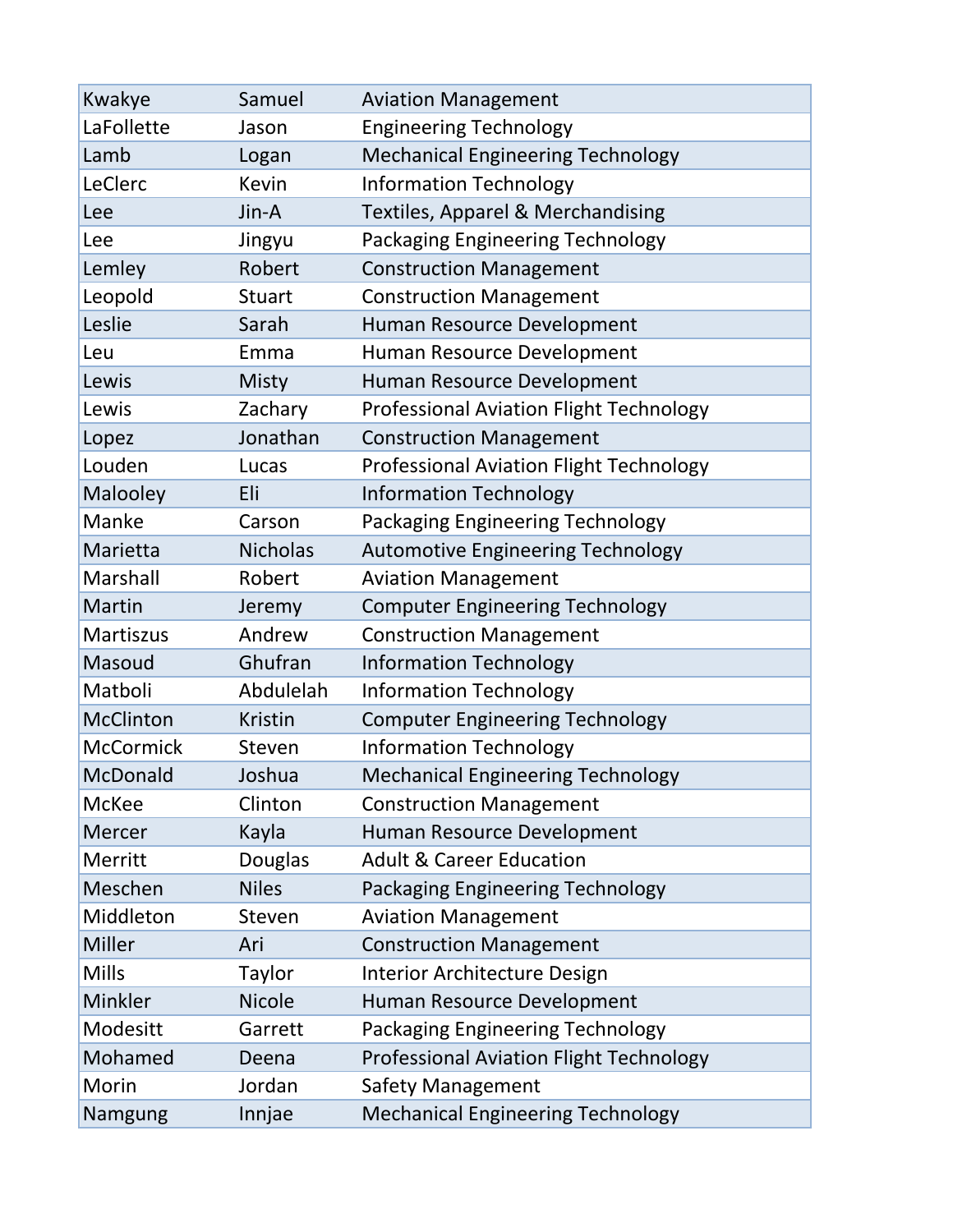| | | |
|---|---|---|
| Kwakye | Samuel | Aviation Management |
| LaFollette | Jason | Engineering Technology |
| Lamb | Logan | Mechanical Engineering Technology |
| LeClerc | Kevin | Information Technology |
| Lee | Jin-A | Textiles, Apparel & Merchandising |
| Lee | Jingyu | Packaging Engineering Technology |
| Lemley | Robert | Construction Management |
| Leopold | Stuart | Construction Management |
| Leslie | Sarah | Human Resource Development |
| Leu | Emma | Human Resource Development |
| Lewis | Misty | Human Resource Development |
| Lewis | Zachary | Professional Aviation Flight Technology |
| Lopez | Jonathan | Construction Management |
| Louden | Lucas | Professional Aviation Flight Technology |
| Malooley | Eli | Information Technology |
| Manke | Carson | Packaging Engineering Technology |
| Marietta | Nicholas | Automotive Engineering Technology |
| Marshall | Robert | Aviation Management |
| Martin | Jeremy | Computer Engineering Technology |
| Martiszus | Andrew | Construction Management |
| Masoud | Ghufran | Information Technology |
| Matboli | Abdulelah | Information Technology |
| McClinton | Kristin | Computer Engineering Technology |
| McCormick | Steven | Information Technology |
| McDonald | Joshua | Mechanical Engineering Technology |
| McKee | Clinton | Construction Management |
| Mercer | Kayla | Human Resource Development |
| Merritt | Douglas | Adult & Career Education |
| Meschen | Niles | Packaging Engineering Technology |
| Middleton | Steven | Aviation Management |
| Miller | Ari | Construction Management |
| Mills | Taylor | Interior Architecture Design |
| Minkler | Nicole | Human Resource Development |
| Modesitt | Garrett | Packaging Engineering Technology |
| Mohamed | Deena | Professional Aviation Flight Technology |
| Morin | Jordan | Safety Management |
| Namgung | Innjae | Mechanical Engineering Technology |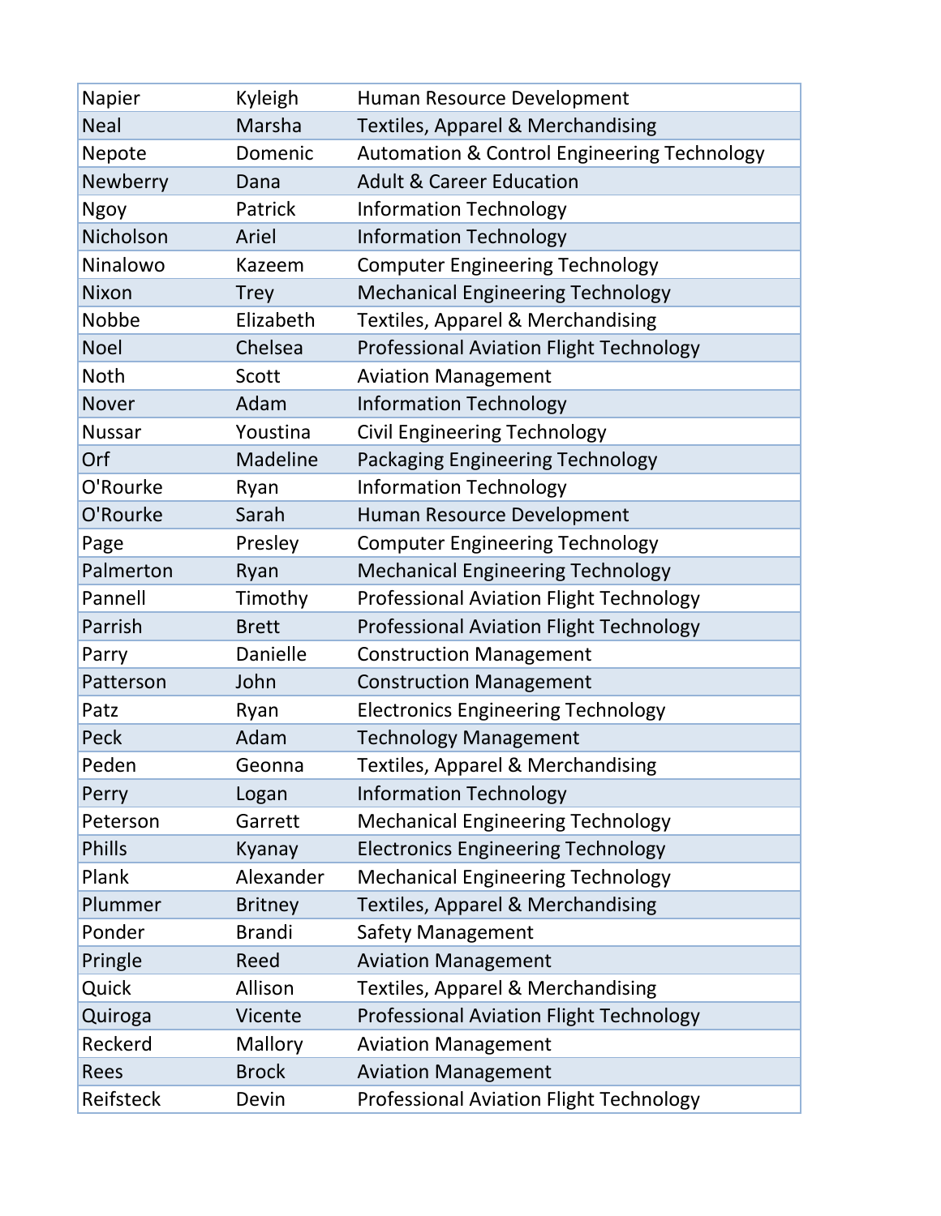| | | |
|---|---|---|
| Napier | Kyleigh | Human Resource Development |
| Neal | Marsha | Textiles, Apparel & Merchandising |
| Nepote | Domenic | Automation & Control Engineering Technology |
| Newberry | Dana | Adult & Career Education |
| Ngoy | Patrick | Information Technology |
| Nicholson | Ariel | Information Technology |
| Ninalowo | Kazeem | Computer Engineering Technology |
| Nixon | Trey | Mechanical Engineering Technology |
| Nobbe | Elizabeth | Textiles, Apparel & Merchandising |
| Noel | Chelsea | Professional Aviation Flight Technology |
| Noth | Scott | Aviation Management |
| Nover | Adam | Information Technology |
| Nussar | Youstina | Civil Engineering Technology |
| Orf | Madeline | Packaging Engineering Technology |
| O'Rourke | Ryan | Information Technology |
| O'Rourke | Sarah | Human Resource Development |
| Page | Presley | Computer Engineering Technology |
| Palmerton | Ryan | Mechanical Engineering Technology |
| Pannell | Timothy | Professional Aviation Flight Technology |
| Parrish | Brett | Professional Aviation Flight Technology |
| Parry | Danielle | Construction Management |
| Patterson | John | Construction Management |
| Patz | Ryan | Electronics Engineering Technology |
| Peck | Adam | Technology Management |
| Peden | Geonna | Textiles, Apparel & Merchandising |
| Perry | Logan | Information Technology |
| Peterson | Garrett | Mechanical Engineering Technology |
| Phills | Kyanay | Electronics Engineering Technology |
| Plank | Alexander | Mechanical Engineering Technology |
| Plummer | Britney | Textiles, Apparel & Merchandising |
| Ponder | Brandi | Safety Management |
| Pringle | Reed | Aviation Management |
| Quick | Allison | Textiles, Apparel & Merchandising |
| Quiroga | Vicente | Professional Aviation Flight Technology |
| Reckerd | Mallory | Aviation Management |
| Rees | Brock | Aviation Management |
| Reifsteck | Devin | Professional Aviation Flight Technology |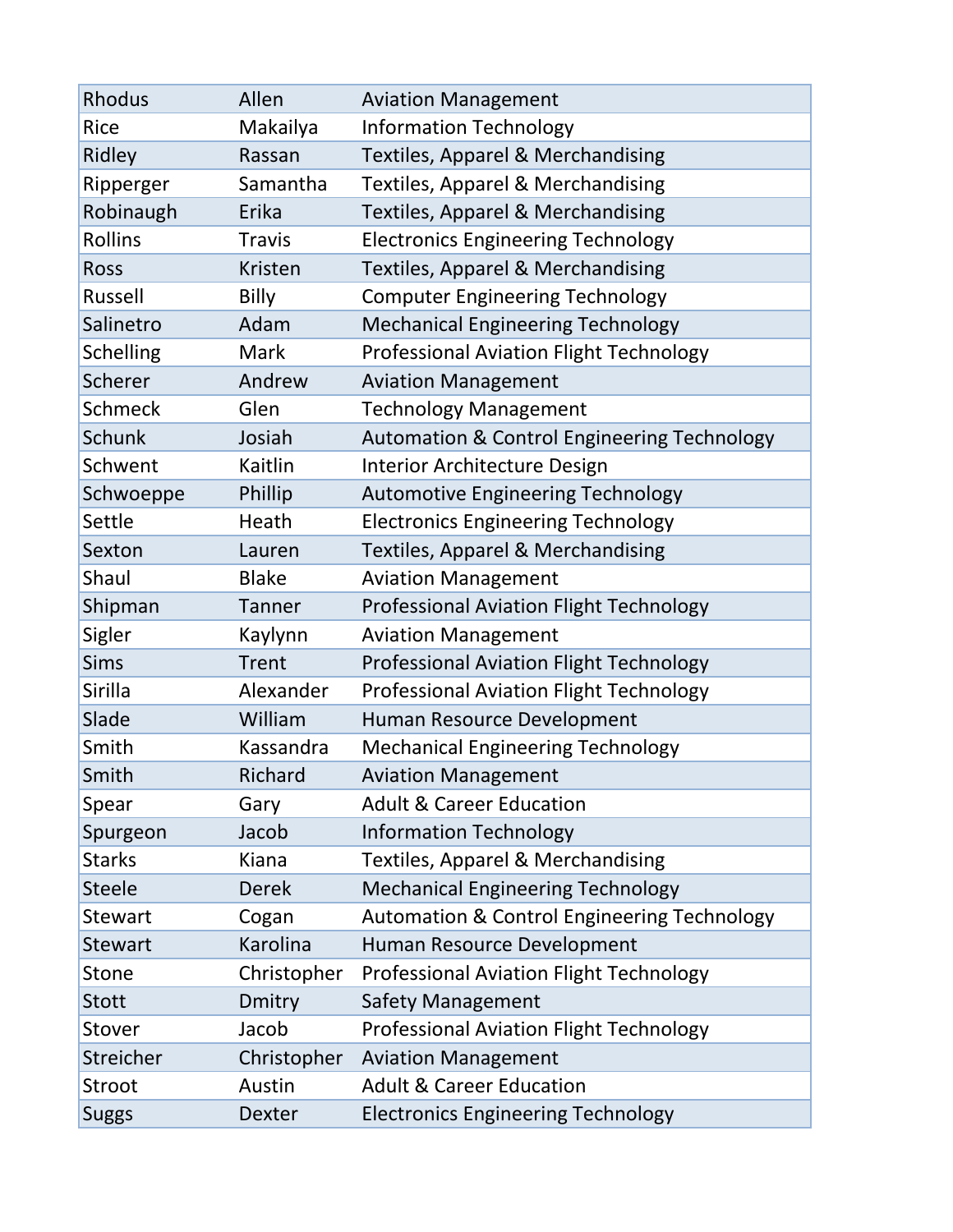| | | |
|---|---|---|
| Rhodus | Allen | Aviation Management |
| Rice | Makailya | Information Technology |
| Ridley | Rassan | Textiles, Apparel & Merchandising |
| Ripperger | Samantha | Textiles, Apparel & Merchandising |
| Robinaugh | Erika | Textiles, Apparel & Merchandising |
| Rollins | Travis | Electronics Engineering Technology |
| Ross | Kristen | Textiles, Apparel & Merchandising |
| Russell | Billy | Computer Engineering Technology |
| Salinetro | Adam | Mechanical Engineering Technology |
| Schelling | Mark | Professional Aviation Flight Technology |
| Scherer | Andrew | Aviation Management |
| Schmeck | Glen | Technology Management |
| Schunk | Josiah | Automation & Control Engineering Technology |
| Schwent | Kaitlin | Interior Architecture Design |
| Schwoeppe | Phillip | Automotive Engineering Technology |
| Settle | Heath | Electronics Engineering Technology |
| Sexton | Lauren | Textiles, Apparel & Merchandising |
| Shaul | Blake | Aviation Management |
| Shipman | Tanner | Professional Aviation Flight Technology |
| Sigler | Kaylynn | Aviation Management |
| Sims | Trent | Professional Aviation Flight Technology |
| Sirilla | Alexander | Professional Aviation Flight Technology |
| Slade | William | Human Resource Development |
| Smith | Kassandra | Mechanical Engineering Technology |
| Smith | Richard | Aviation Management |
| Spear | Gary | Adult & Career Education |
| Spurgeon | Jacob | Information Technology |
| Starks | Kiana | Textiles, Apparel & Merchandising |
| Steele | Derek | Mechanical Engineering Technology |
| Stewart | Cogan | Automation & Control Engineering Technology |
| Stewart | Karolina | Human Resource Development |
| Stone | Christopher | Professional Aviation Flight Technology |
| Stott | Dmitry | Safety Management |
| Stover | Jacob | Professional Aviation Flight Technology |
| Streicher | Christopher | Aviation Management |
| Stroot | Austin | Adult & Career Education |
| Suggs | Dexter | Electronics Engineering Technology |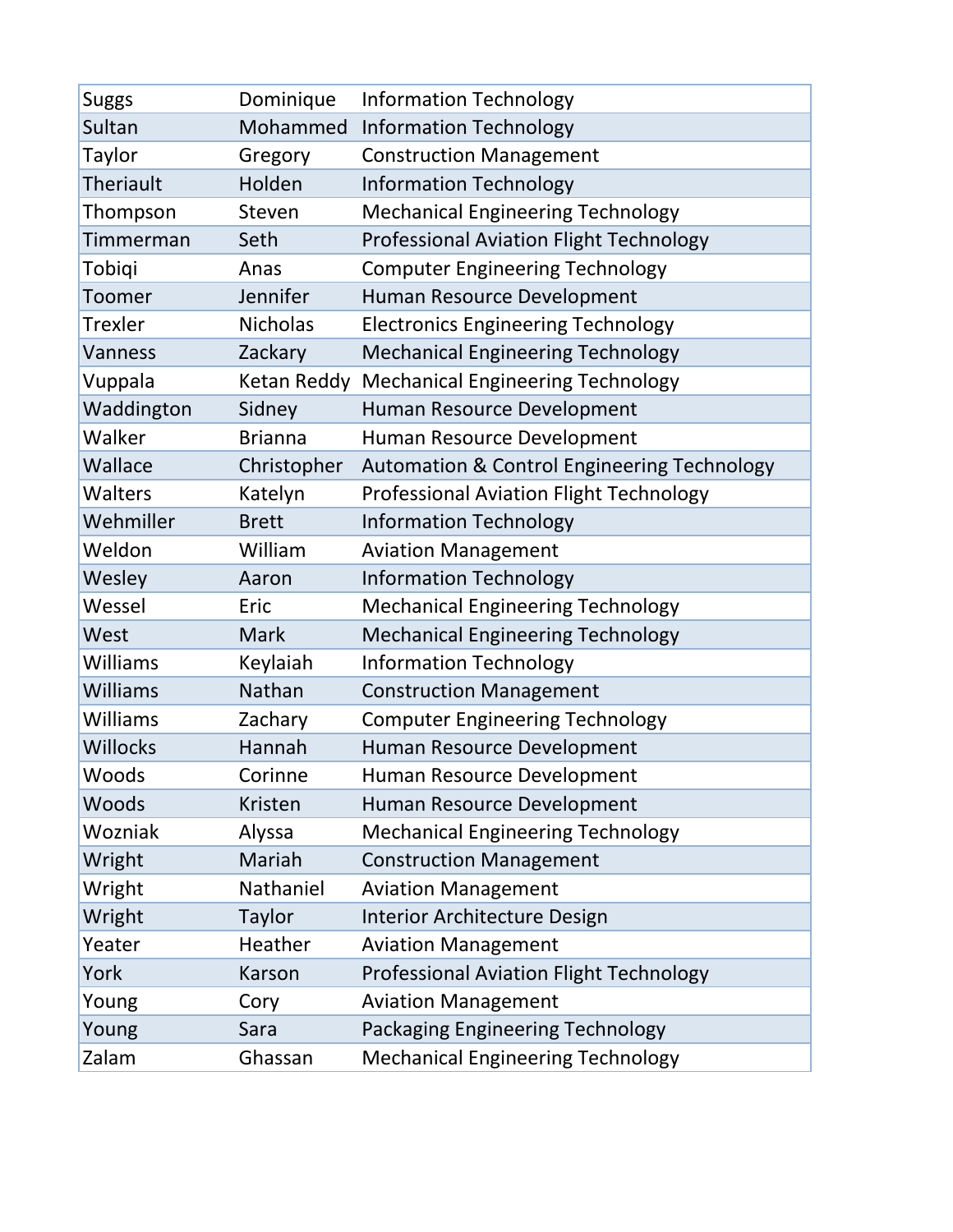| | | |
|---|---|---|
| Suggs | Dominique | Information Technology |
| Sultan | Mohammed | Information Technology |
| Taylor | Gregory | Construction Management |
| Theriault | Holden | Information Technology |
| Thompson | Steven | Mechanical Engineering Technology |
| Timmerman | Seth | Professional Aviation Flight Technology |
| Tobiqi | Anas | Computer Engineering Technology |
| Toomer | Jennifer | Human Resource Development |
| Trexler | Nicholas | Electronics Engineering Technology |
| Vanness | Zackary | Mechanical Engineering Technology |
| Vuppala | Ketan Reddy | Mechanical Engineering Technology |
| Waddington | Sidney | Human Resource Development |
| Walker | Brianna | Human Resource Development |
| Wallace | Christopher | Automation & Control Engineering Technology |
| Walters | Katelyn | Professional Aviation Flight Technology |
| Wehmiller | Brett | Information Technology |
| Weldon | William | Aviation Management |
| Wesley | Aaron | Information Technology |
| Wessel | Eric | Mechanical Engineering Technology |
| West | Mark | Mechanical Engineering Technology |
| Williams | Keylaiah | Information Technology |
| Williams | Nathan | Construction Management |
| Williams | Zachary | Computer Engineering Technology |
| Willocks | Hannah | Human Resource Development |
| Woods | Corinne | Human Resource Development |
| Woods | Kristen | Human Resource Development |
| Wozniak | Alyssa | Mechanical Engineering Technology |
| Wright | Mariah | Construction Management |
| Wright | Nathaniel | Aviation Management |
| Wright | Taylor | Interior Architecture Design |
| Yeater | Heather | Aviation Management |
| York | Karson | Professional Aviation Flight Technology |
| Young | Cory | Aviation Management |
| Young | Sara | Packaging Engineering Technology |
| Zalam | Ghassan | Mechanical Engineering Technology |